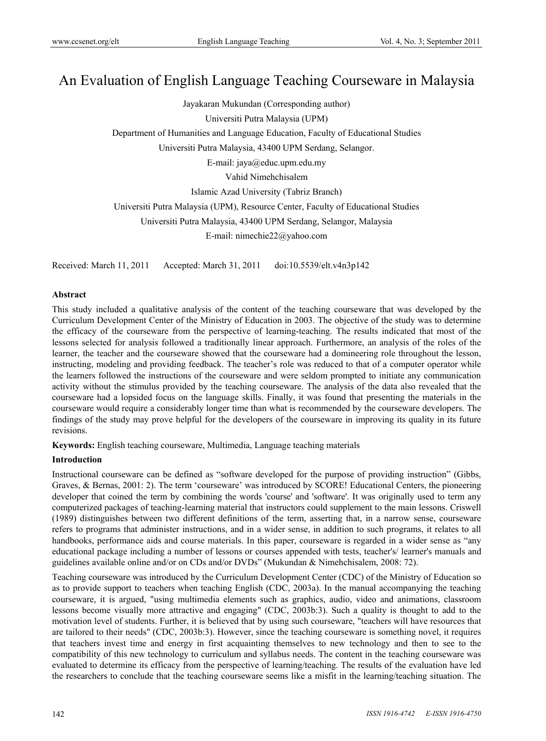# An Evaluation of English Language Teaching Courseware in Malaysia

Jayakaran Mukundan (Corresponding author)

Universiti Putra Malaysia (UPM)

Department of Humanities and Language Education, Faculty of Educational Studies

Universiti Putra Malaysia, 43400 UPM Serdang, Selangor.

E-mail: jaya@educ.upm.edu.my

Vahid Nimehchisalem

Islamic Azad University (Tabriz Branch)

Universiti Putra Malaysia (UPM), Resource Center, Faculty of Educational Studies

Universiti Putra Malaysia, 43400 UPM Serdang, Selangor, Malaysia

E-mail: nimechie22@yahoo.com

Received: March 11, 2011 Accepted: March 31, 2011 doi:10.5539/elt.v4n3p142

**Abstract**

This study included a qualitative analysis of the content of the teaching courseware that was developed by the Curriculum Development Center of the Ministry of Education in 2003. The objective of the study was to determine the efficacy of the courseware from the perspective of learning-teaching. The results indicated that most of the lessons selected for analysis followed a traditionally linear approach. Furthermore, an analysis of the roles of the learner, the teacher and the courseware showed that the courseware had a domineering role throughout the lesson, instructing, modeling and providing feedback. The teacher's role was reduced to that of a computer operator while the learners followed the instructions of the courseware and were seldom prompted to initiate any communication activity without the stimulus provided by the teaching courseware. The analysis of the data also revealed that the courseware had a lopsided focus on the language skills. Finally, it was found that presenting the materials in the courseware would require a considerably longer time than what is recommended by the courseware developers. The findings of the study may prove helpful for the developers of the courseware in improving its quality in its future revisions.

**Keywords:** English teaching courseware, Multimedia, Language teaching materials

**Introduction**

Instructional courseware can be defined as "software developed for the purpose of providing instruction" (Gibbs, Graves, & Bernas, 2001: 2). The term 'courseware' was introduced by SCORE! Educational Centers, the pioneering developer that coined the term by combining the words 'course' and 'software'. It was originally used to term any computerized packages of teaching-learning material that instructors could supplement to the main lessons. Criswell (1989) distinguishes between two different definitions of the term, asserting that, in a narrow sense, courseware refers to programs that administer instructions, and in a wider sense, in addition to such programs, it relates to all handbooks, performance aids and course materials. In this paper, courseware is regarded in a wider sense as "any educational package including a number of lessons or courses appended with tests, teacher's/ learner's manuals and guidelines available online and/or on CDs and/or DVDs" (Mukundan & Nimehchisalem, 2008: 72).

Teaching courseware was introduced by the Curriculum Development Center (CDC) of the Ministry of Education so as to provide support to teachers when teaching English (CDC, 2003a). In the manual accompanying the teaching courseware, it is argued, "using multimedia elements such as graphics, audio, video and animations, classroom lessons become visually more attractive and engaging" (CDC, 2003b:3). Such a quality is thought to add to the motivation level of students. Further, it is believed that by using such courseware, "teachers will have resources that are tailored to their needs" (CDC, 2003b:3). However, since the teaching courseware is something novel, it requires that teachers invest time and energy in first acquainting themselves to new technology and then to see to the compatibility of this new technology to curriculum and syllabus needs. The content in the teaching courseware was evaluated to determine its efficacy from the perspective of learning/teaching. The results of the evaluation have led the researchers to conclude that the teaching courseware seems like a misfit in the learning/teaching situation. The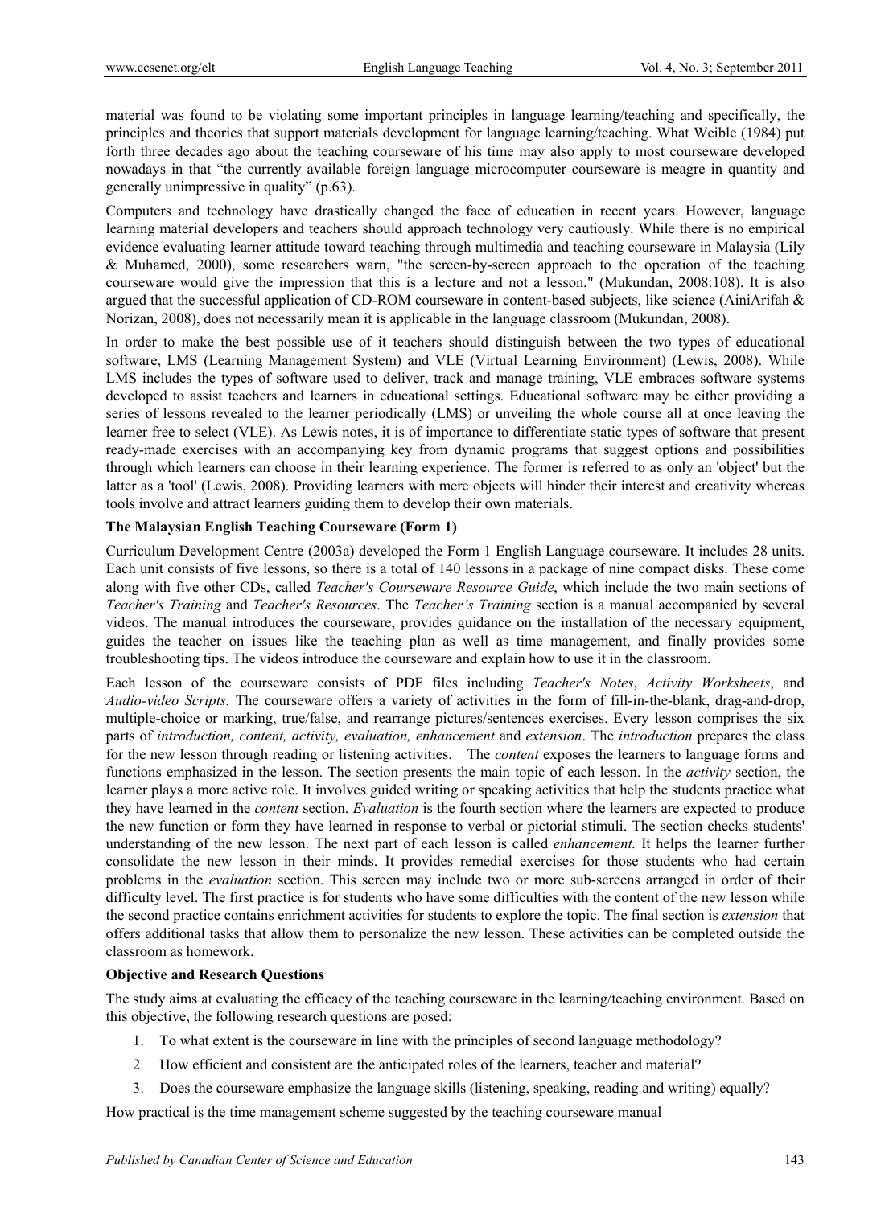material was found to be violating some important principles in language learning/teaching and specifically, the principles and theories that support materials development for language learning/teaching. What Weible (1984) put forth three decades ago about the teaching courseware of his time may also apply to most courseware developed nowadays in that "the currently available foreign language microcomputer courseware is meagre in quantity and generally unimpressive in quality" (p.63).

Computers and technology have drastically changed the face of education in recent years. However, language learning material developers and teachers should approach technology very cautiously. While there is no empirical evidence evaluating learner attitude toward teaching through multimedia and teaching courseware in Malaysia (Lily & Muhamed, 2000), some researchers warn, "the screen-by-screen approach to the operation of the teaching courseware would give the impression that this is a lecture and not a lesson," (Mukundan, 2008:108). It is also argued that the successful application of CD-ROM courseware in content-based subjects, like science (AiniArifah & Norizan, 2008), does not necessarily mean it is applicable in the language classroom (Mukundan, 2008).

In order to make the best possible use of it teachers should distinguish between the two types of educational software, LMS (Learning Management System) and VLE (Virtual Learning Environment) (Lewis, 2008). While LMS includes the types of software used to deliver, track and manage training, VLE embraces software systems developed to assist teachers and learners in educational settings. Educational software may be either providing a series of lessons revealed to the learner periodically (LMS) or unveiling the whole course all at once leaving the learner free to select (VLE). As Lewis notes, it is of importance to differentiate static types of software that present ready-made exercises with an accompanying key from dynamic programs that suggest options and possibilities through which learners can choose in their learning experience. The former is referred to as only an 'object' but the latter as a 'tool' (Lewis, 2008). Providing learners with mere objects will hinder their interest and creativity whereas tools involve and attract learners guiding them to develop their own materials.

**The Malaysian English Teaching Courseware (Form 1)**

Curriculum Development Centre (2003a) developed the Form 1 English Language courseware. It includes 28 units. Each unit consists of five lessons, so there is a total of 140 lessons in a package of nine compact disks. These come along with five other CDs, called *Teacher's Courseware Resource Guide*, which include the two main sections of *Teacher's Training* and *Teacher's Resources*. The *Teacher's Training* section is a manual accompanied by several videos. The manual introduces the courseware, provides guidance on the installation of the necessary equipment, guides the teacher on issues like the teaching plan as well as time management, and finally provides some troubleshooting tips. The videos introduce the courseware and explain how to use it in the classroom.

Each lesson of the courseware consists of PDF files including *Teacher's Notes*, *Activity Worksheets*, and *Audio-video Scripts.* The courseware offers a variety of activities in the form of fill-in-the-blank, drag-and-drop, multiple-choice or marking, true/false, and rearrange pictures/sentences exercises. Every lesson comprises the six parts of *introduction, content, activity, evaluation, enhancement* and *extension*. The *introduction* prepares the class for the new lesson through reading or listening activities. The *content* exposes the learners to language forms and functions emphasized in the lesson. The section presents the main topic of each lesson. In the *activity* section, the learner plays a more active role. It involves guided writing or speaking activities that help the students practice what they have learned in the *content* section. *Evaluation* is the fourth section where the learners are expected to produce the new function or form they have learned in response to verbal or pictorial stimuli. The section checks students' understanding of the new lesson. The next part of each lesson is called *enhancement.* It helps the learner further consolidate the new lesson in their minds. It provides remedial exercises for those students who had certain problems in the *evaluation* section. This screen may include two or more sub-screens arranged in order of their difficulty level. The first practice is for students who have some difficulties with the content of the new lesson while the second practice contains enrichment activities for students to explore the topic. The final section is *extension* that offers additional tasks that allow them to personalize the new lesson. These activities can be completed outside the classroom as homework.

**Objective and Research Questions**

The study aims at evaluating the efficacy of the teaching courseware in the learning/teaching environment. Based on this objective, the following research questions are posed:

1. To what extent is the courseware in line with the principles of second language methodology?
2. How efficient and consistent are the anticipated roles of the learners, teacher and material?
3. Does the courseware emphasize the language skills (listening, speaking, reading and writing) equally?

How practical is the time management scheme suggested by the teaching courseware manual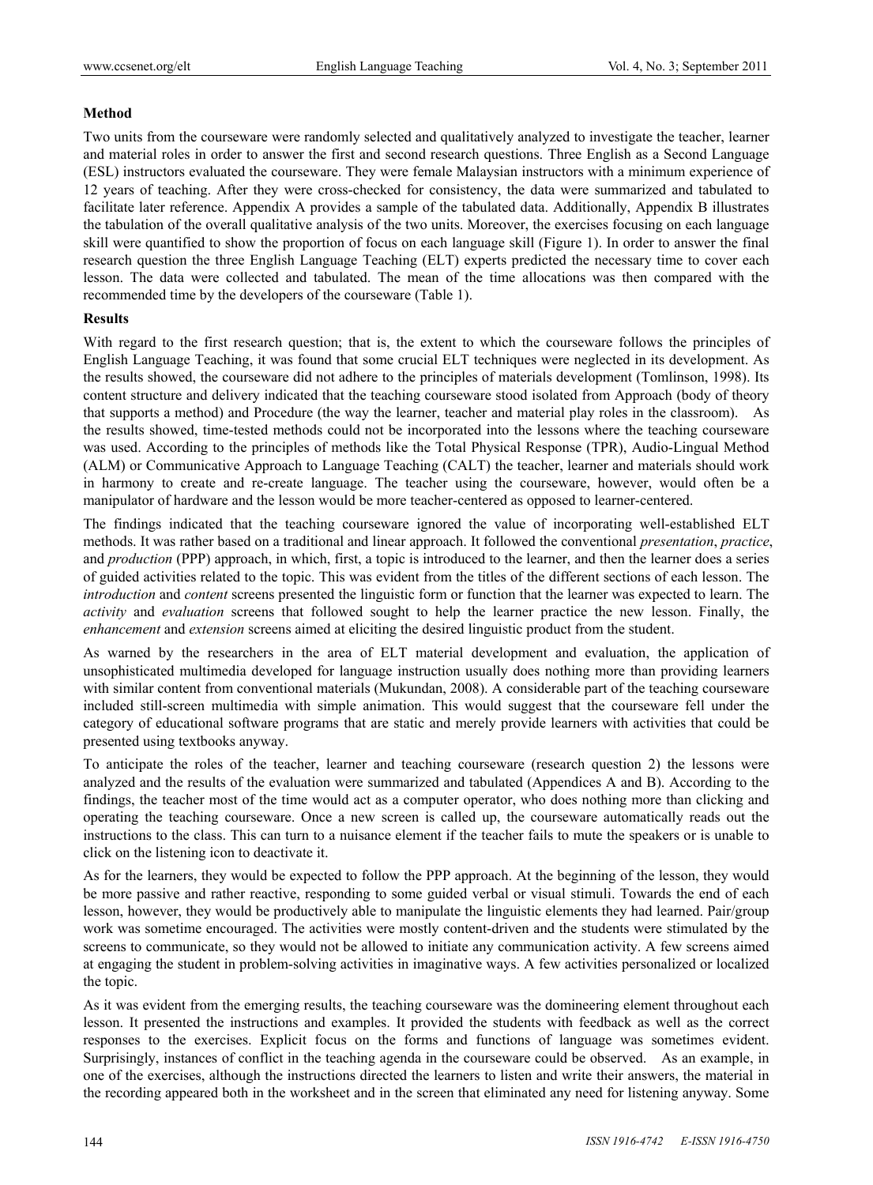**Method**

Two units from the courseware were randomly selected and qualitatively analyzed to investigate the teacher, learner and material roles in order to answer the first and second research questions. Three English as a Second Language (ESL) instructors evaluated the courseware. They were female Malaysian instructors with a minimum experience of 12 years of teaching. After they were cross-checked for consistency, the data were summarized and tabulated to facilitate later reference. Appendix A provides a sample of the tabulated data. Additionally, Appendix B illustrates the tabulation of the overall qualitative analysis of the two units. Moreover, the exercises focusing on each language skill were quantified to show the proportion of focus on each language skill (Figure 1). In order to answer the final research question the three English Language Teaching (ELT) experts predicted the necessary time to cover each lesson. The data were collected and tabulated. The mean of the time allocations was then compared with the recommended time by the developers of the courseware (Table 1).

**Results**

With regard to the first research question; that is, the extent to which the courseware follows the principles of English Language Teaching, it was found that some crucial ELT techniques were neglected in its development. As the results showed, the courseware did not adhere to the principles of materials development (Tomlinson, 1998). Its content structure and delivery indicated that the teaching courseware stood isolated from Approach (body of theory that supports a method) and Procedure (the way the learner, teacher and material play roles in the classroom). As the results showed, time-tested methods could not be incorporated into the lessons where the teaching courseware was used. According to the principles of methods like the Total Physical Response (TPR), Audio-Lingual Method (ALM) or Communicative Approach to Language Teaching (CALT) the teacher, learner and materials should work in harmony to create and re-create language. The teacher using the courseware, however, would often be a manipulator of hardware and the lesson would be more teacher-centered as opposed to learner-centered.

The findings indicated that the teaching courseware ignored the value of incorporating well-established ELT methods. It was rather based on a traditional and linear approach. It followed the conventional *presentation*, *practice*, and *production* (PPP) approach, in which, first, a topic is introduced to the learner, and then the learner does a series of guided activities related to the topic. This was evident from the titles of the different sections of each lesson. The *introduction* and *content* screens presented the linguistic form or function that the learner was expected to learn. The *activity* and *evaluation* screens that followed sought to help the learner practice the new lesson. Finally, the *enhancement* and *extension* screens aimed at eliciting the desired linguistic product from the student.

As warned by the researchers in the area of ELT material development and evaluation, the application of unsophisticated multimedia developed for language instruction usually does nothing more than providing learners with similar content from conventional materials (Mukundan, 2008). A considerable part of the teaching courseware included still-screen multimedia with simple animation. This would suggest that the courseware fell under the category of educational software programs that are static and merely provide learners with activities that could be presented using textbooks anyway.

To anticipate the roles of the teacher, learner and teaching courseware (research question 2) the lessons were analyzed and the results of the evaluation were summarized and tabulated (Appendices A and B). According to the findings, the teacher most of the time would act as a computer operator, who does nothing more than clicking and operating the teaching courseware. Once a new screen is called up, the courseware automatically reads out the instructions to the class. This can turn to a nuisance element if the teacher fails to mute the speakers or is unable to click on the listening icon to deactivate it.

As for the learners, they would be expected to follow the PPP approach. At the beginning of the lesson, they would be more passive and rather reactive, responding to some guided verbal or visual stimuli. Towards the end of each lesson, however, they would be productively able to manipulate the linguistic elements they had learned. Pair/group work was sometime encouraged. The activities were mostly content-driven and the students were stimulated by the screens to communicate, so they would not be allowed to initiate any communication activity. A few screens aimed at engaging the student in problem-solving activities in imaginative ways. A few activities personalized or localized the topic.

As it was evident from the emerging results, the teaching courseware was the domineering element throughout each lesson. It presented the instructions and examples. It provided the students with feedback as well as the correct responses to the exercises. Explicit focus on the forms and functions of language was sometimes evident. Surprisingly, instances of conflict in the teaching agenda in the courseware could be observed. As an example, in one of the exercises, although the instructions directed the learners to listen and write their answers, the material in the recording appeared both in the worksheet and in the screen that eliminated any need for listening anyway. Some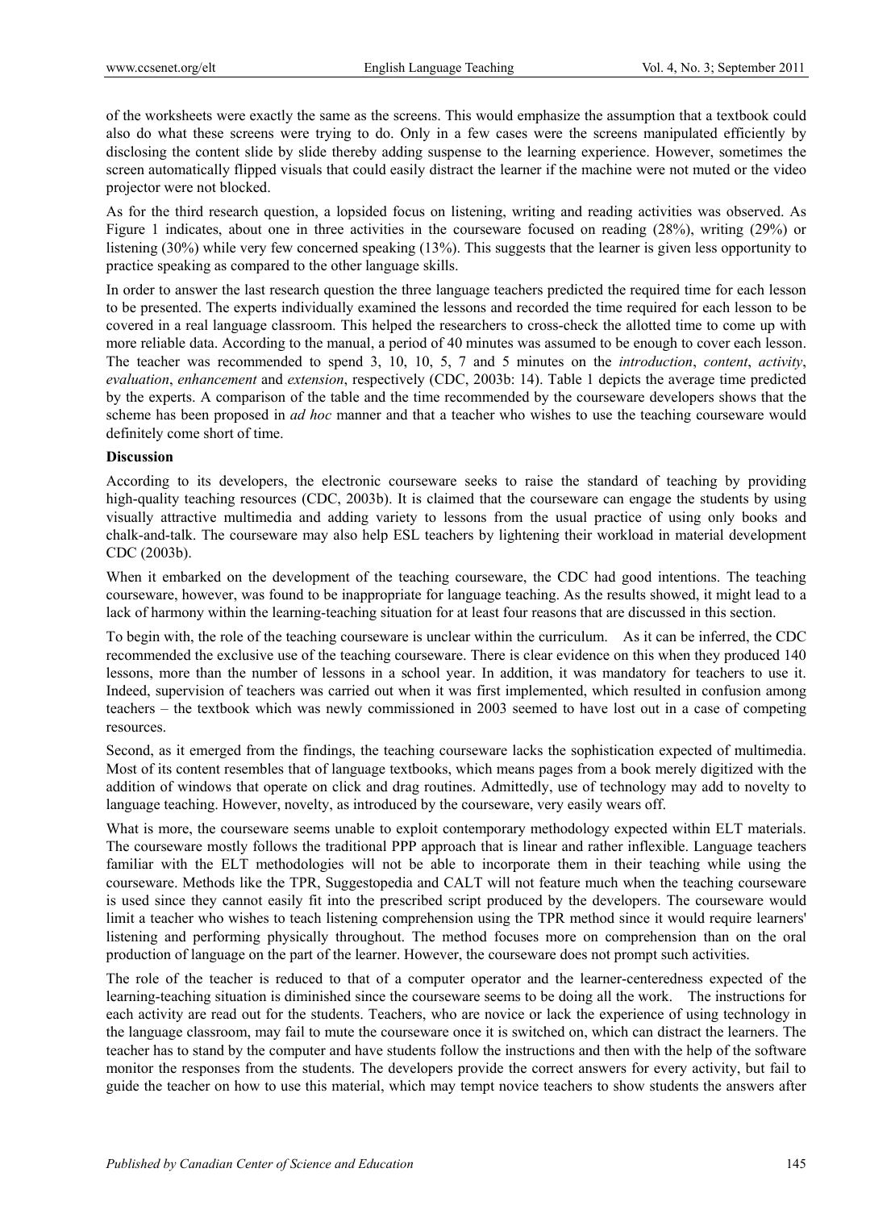of the worksheets were exactly the same as the screens. This would emphasize the assumption that a textbook could also do what these screens were trying to do. Only in a few cases were the screens manipulated efficiently by disclosing the content slide by slide thereby adding suspense to the learning experience. However, sometimes the screen automatically flipped visuals that could easily distract the learner if the machine were not muted or the video projector were not blocked.

As for the third research question, a lopsided focus on listening, writing and reading activities was observed. As Figure 1 indicates, about one in three activities in the courseware focused on reading (28%), writing (29%) or listening (30%) while very few concerned speaking (13%). This suggests that the learner is given less opportunity to practice speaking as compared to the other language skills.

In order to answer the last research question the three language teachers predicted the required time for each lesson to be presented. The experts individually examined the lessons and recorded the time required for each lesson to be covered in a real language classroom. This helped the researchers to cross-check the allotted time to come up with more reliable data. According to the manual, a period of 40 minutes was assumed to be enough to cover each lesson. The teacher was recommended to spend 3, 10, 10, 5, 7 and 5 minutes on the *introduction*, *content*, *activity*, *evaluation*, *enhancement* and *extension*, respectively (CDC, 2003b: 14). Table 1 depicts the average time predicted by the experts. A comparison of the table and the time recommended by the courseware developers shows that the scheme has been proposed in *ad hoc* manner and that a teacher who wishes to use the teaching courseware would definitely come short of time.

**Discussion**

According to its developers, the electronic courseware seeks to raise the standard of teaching by providing high-quality teaching resources (CDC, 2003b). It is claimed that the courseware can engage the students by using visually attractive multimedia and adding variety to lessons from the usual practice of using only books and chalk-and-talk. The courseware may also help ESL teachers by lightening their workload in material development CDC (2003b).

When it embarked on the development of the teaching courseware, the CDC had good intentions. The teaching courseware, however, was found to be inappropriate for language teaching. As the results showed, it might lead to a lack of harmony within the learning-teaching situation for at least four reasons that are discussed in this section.

To begin with, the role of the teaching courseware is unclear within the curriculum. As it can be inferred, the CDC recommended the exclusive use of the teaching courseware. There is clear evidence on this when they produced 140 lessons, more than the number of lessons in a school year. In addition, it was mandatory for teachers to use it. Indeed, supervision of teachers was carried out when it was first implemented, which resulted in confusion among teachers – the textbook which was newly commissioned in 2003 seemed to have lost out in a case of competing resources.

Second, as it emerged from the findings, the teaching courseware lacks the sophistication expected of multimedia. Most of its content resembles that of language textbooks, which means pages from a book merely digitized with the addition of windows that operate on click and drag routines. Admittedly, use of technology may add to novelty to language teaching. However, novelty, as introduced by the courseware, very easily wears off.

What is more, the courseware seems unable to exploit contemporary methodology expected within ELT materials. The courseware mostly follows the traditional PPP approach that is linear and rather inflexible. Language teachers familiar with the ELT methodologies will not be able to incorporate them in their teaching while using the courseware. Methods like the TPR, Suggestopedia and CALT will not feature much when the teaching courseware is used since they cannot easily fit into the prescribed script produced by the developers. The courseware would limit a teacher who wishes to teach listening comprehension using the TPR method since it would require learners' listening and performing physically throughout. The method focuses more on comprehension than on the oral production of language on the part of the learner. However, the courseware does not prompt such activities.

The role of the teacher is reduced to that of a computer operator and the learner-centeredness expected of the learning-teaching situation is diminished since the courseware seems to be doing all the work. The instructions for each activity are read out for the students. Teachers, who are novice or lack the experience of using technology in the language classroom, may fail to mute the courseware once it is switched on, which can distract the learners. The teacher has to stand by the computer and have students follow the instructions and then with the help of the software monitor the responses from the students. The developers provide the correct answers for every activity, but fail to guide the teacher on how to use this material, which may tempt novice teachers to show students the answers after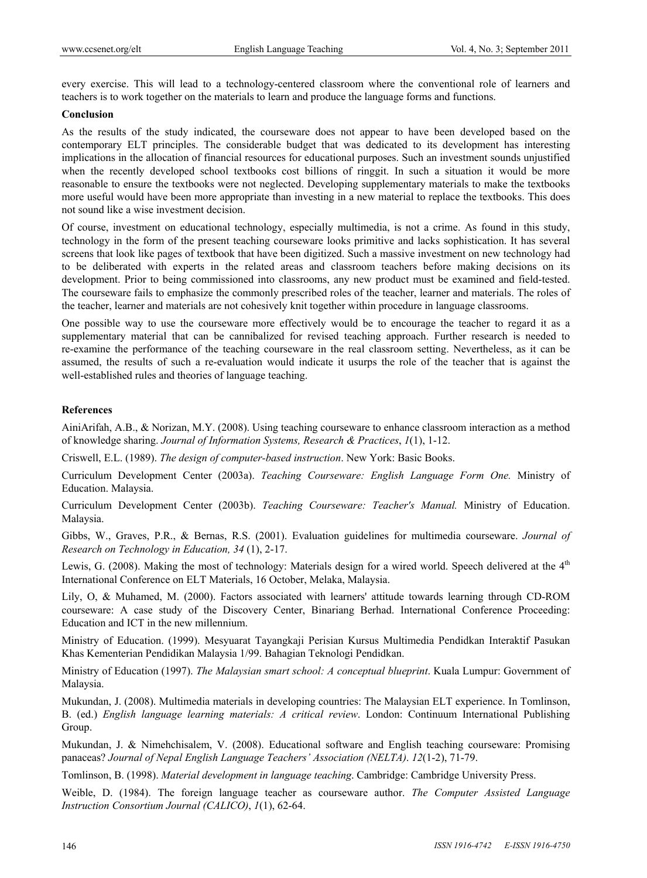every exercise. This will lead to a technology-centered classroom where the conventional role of learners and teachers is to work together on the materials to learn and produce the language forms and functions.

## Conclusion

As the results of the study indicated, the courseware does not appear to have been developed based on the contemporary ELT principles. The considerable budget that was dedicated to its development has interesting implications in the allocation of financial resources for educational purposes. Such an investment sounds unjustified when the recently developed school textbooks cost billions of ringgit. In such a situation it would be more reasonable to ensure the textbooks were not neglected. Developing supplementary materials to make the textbooks more useful would have been more appropriate than investing in a new material to replace the textbooks. This does not sound like a wise investment decision.

Of course, investment on educational technology, especially multimedia, is not a crime. As found in this study, technology in the form of the present teaching courseware looks primitive and lacks sophistication. It has several screens that look like pages of textbook that have been digitized. Such a massive investment on new technology had to be deliberated with experts in the related areas and classroom teachers before making decisions on its development. Prior to being commissioned into classrooms, any new product must be examined and field-tested. The courseware fails to emphasize the commonly prescribed roles of the teacher, learner and materials. The roles of the teacher, learner and materials are not cohesively knit together within procedure in language classrooms.

One possible way to use the courseware more effectively would be to encourage the teacher to regard it as a supplementary material that can be cannibalized for revised teaching approach. Further research is needed to re-examine the performance of the teaching courseware in the real classroom setting. Nevertheless, as it can be assumed, the results of such a re-evaluation would indicate it usurps the role of the teacher that is against the well-established rules and theories of language teaching.

## References

AiniArifah, A.B., & Norizan, M.Y. (2008). Using teaching courseware to enhance classroom interaction as a method of knowledge sharing. *Journal of Information Systems, Research & Practices*, *1*(1), 1-12.

Criswell, E.L. (1989). *The design of computer-based instruction*. New York: Basic Books.

Curriculum Development Center (2003a). *Teaching Courseware: English Language Form One.* Ministry of Education. Malaysia.

Curriculum Development Center (2003b). *Teaching Courseware: Teacher's Manual.* Ministry of Education. Malaysia.

Gibbs, W., Graves, P.R., & Bernas, R.S. (2001). Evaluation guidelines for multimedia courseware. *Journal of Research on Technology in Education, 34* (1), 2-17.

Lewis, G. (2008). Making the most of technology: Materials design for a wired world. Speech delivered at the 4th International Conference on ELT Materials, 16 October, Melaka, Malaysia.

Lily, O, & Muhamed, M. (2000). Factors associated with learners' attitude towards learning through CD-ROM courseware: A case study of the Discovery Center, Binariang Berhad. International Conference Proceeding: Education and ICT in the new millennium.

Ministry of Education. (1999). Mesyuarat Tayangkaji Perisian Kursus Multimedia Pendidkan Interaktif Pasukan Khas Kementerian Pendidikan Malaysia 1/99. Bahagian Teknologi Pendidkan.

Ministry of Education (1997). *The Malaysian smart school: A conceptual blueprint*. Kuala Lumpur: Government of Malaysia.

Mukundan, J. (2008). Multimedia materials in developing countries: The Malaysian ELT experience. In Tomlinson, B. (ed.) *English language learning materials: A critical review*. London: Continuum International Publishing Group.

Mukundan, J. & Nimehchisalem, V. (2008). Educational software and English teaching courseware: Promising panaceas? *Journal of Nepal English Language Teachers' Association (NELTA)*. *12*(1-2), 71-79.

Tomlinson, B. (1998). *Material development in language teaching*. Cambridge: Cambridge University Press.

Weible, D. (1984). The foreign language teacher as courseware author. *The Computer Assisted Language Instruction Consortium Journal (CALICO)*, *1*(1), 62-64.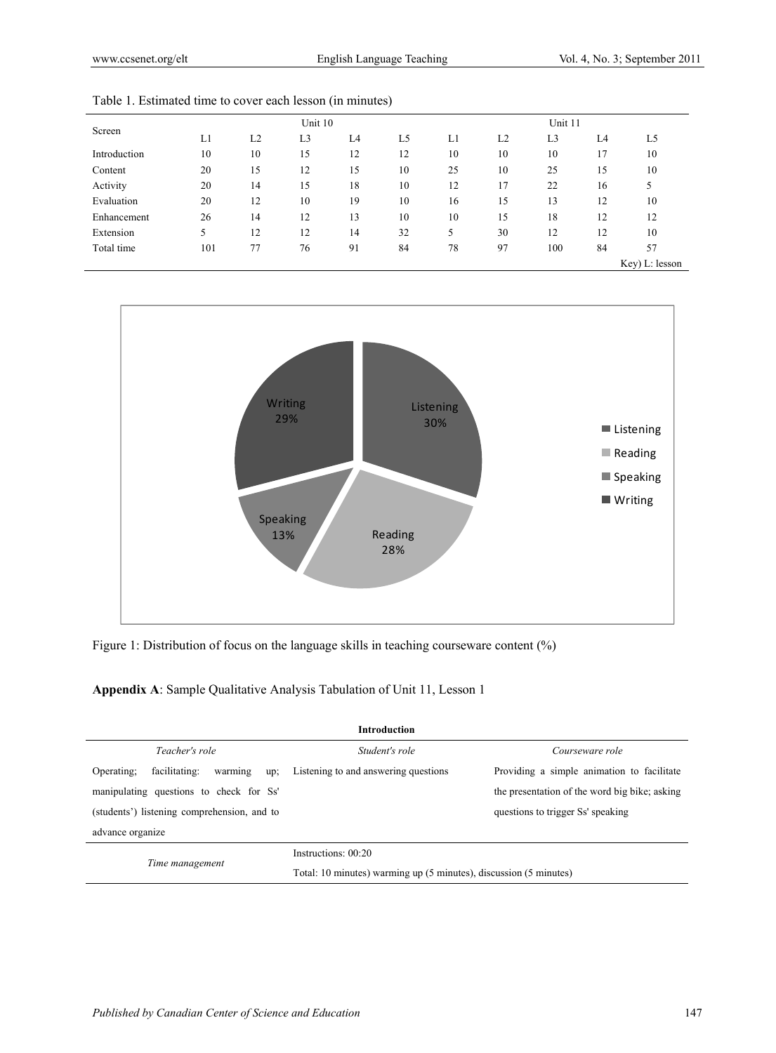Table 1. Estimated time to cover each lesson (in minutes)

| Screen | Unit 10 | | | | | Unit 11 | | | | |
|---|---|---|---|---|---|---|---|---|---|---|
| | L1 | L2 | L3 | L4 | L5 | L1 | L2 | L3 | L4 | L5 |
| Introduction | 10 | 10 | 15 | 12 | 12 | 10 | 10 | 10 | 17 | 10 |
| Content | 20 | 15 | 12 | 15 | 10 | 25 | 10 | 25 | 15 | 10 |
| Activity | 20 | 14 | 15 | 18 | 10 | 12 | 17 | 22 | 16 | 5 |
| Evaluation | 20 | 12 | 10 | 19 | 10 | 16 | 15 | 13 | 12 | 10 |
| Enhancement | 26 | 14 | 12 | 13 | 10 | 10 | 15 | 18 | 12 | 12 |
| Extension | 5 | 12 | 12 | 14 | 32 | 5 | 30 | 12 | 12 | 10 |
| Total time | 101 | 77 | 76 | 91 | 84 | 78 | 97 | 100 | 84 | 57 |

Key) L: lesson

Figure 1: Distribution of focus on the language skills in teaching courseware content (%)

**Appendix A**: Sample Qualitative Analysis Tabulation of Unit 11, Lesson 1

| **Introduction** | | |
|---|---|---|
| *Teacher's role* | *Student's role* | *Courseware role* |
| Operating; facilitating: warming up; manipulating questions to check for Ss' (students') listening comprehension, and to advance organize | Listening to and answering questions | Providing a simple animation to facilitate the presentation of the word big bike; asking questions to trigger Ss' speaking |
| *Time management* | Instructions: 00:20<br>Total: 10 minutes) warming up (5 minutes), discussion (5 minutes) | |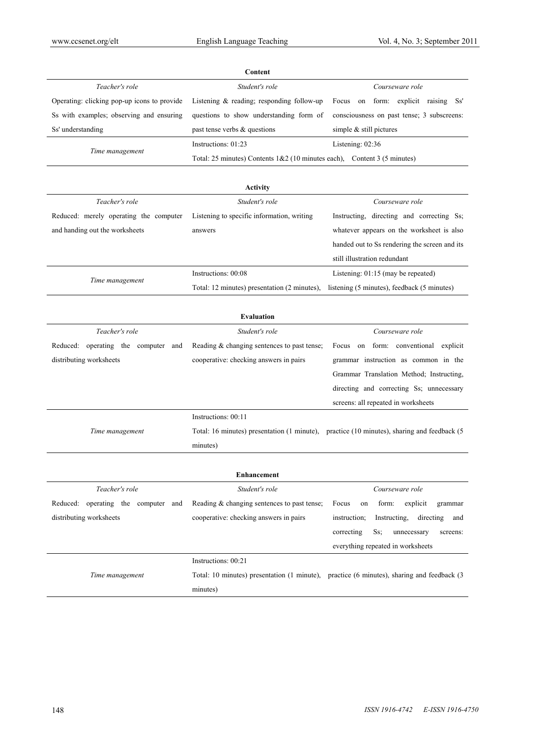**Content**

| *Teacher's role* | *Student's role* | *Courseware role* |
|---|---|---|
| Operating: clicking pop-up icons to provide Ss with examples; observing and ensuring Ss' understanding | Listening & reading; responding follow-up questions to show understanding form of past tense verbs & questions | Focus on form: explicit raising Ss' consciousness on past tense; 3 subscreens: simple & still pictures |
| *Time management* | Instructions: 01:23 | Listening: 02:36 |
| | Total: 25 minutes) Contents 1&2 (10 minutes each), | Content 3 (5 minutes) |

**Activity**

| *Teacher's role* | *Student's role* | *Courseware role* |
|---|---|---|
| Reduced: merely operating the computer and handing out the worksheets | Listening to specific information, writing answers | Instructing, directing and correcting Ss; whatever appears on the worksheet is also handed out to Ss rendering the screen and its still illustration redundant |
| *Time management* | Instructions: 00:08 | Listening: 01:15 (may be repeated) |
| | Total: 12 minutes) presentation (2 minutes), | listening (5 minutes), feedback (5 minutes) |

**Evaluation**

| *Teacher's role* | *Student's role* | *Courseware role* |
|---|---|---|
| Reduced: operating the computer and distributing worksheets | Reading & changing sentences to past tense; cooperative: checking answers in pairs | Focus on form: conventional explicit grammar instruction as common in the Grammar Translation Method; Instructing, directing and correcting Ss; unnecessary screens: all repeated in worksheets |
| *Time management* | Instructions: 00:11 | |
| | Total: 16 minutes) presentation (1 minute), | practice (10 minutes), sharing and feedback (5 minutes) |

**Enhancement**

| *Teacher's role* | *Student's role* | *Courseware role* |
|---|---|---|
| Reduced: operating the computer and distributing worksheets | Reading & changing sentences to past tense; cooperative: checking answers in pairs | Focus on form: explicit grammar instruction; Instructing, directing and correcting Ss; unnecessary screens: everything repeated in worksheets |
| *Time management* | Instructions: 00:21 | |
| | Total: 10 minutes) presentation (1 minute), | practice (6 minutes), sharing and feedback (3 minutes) |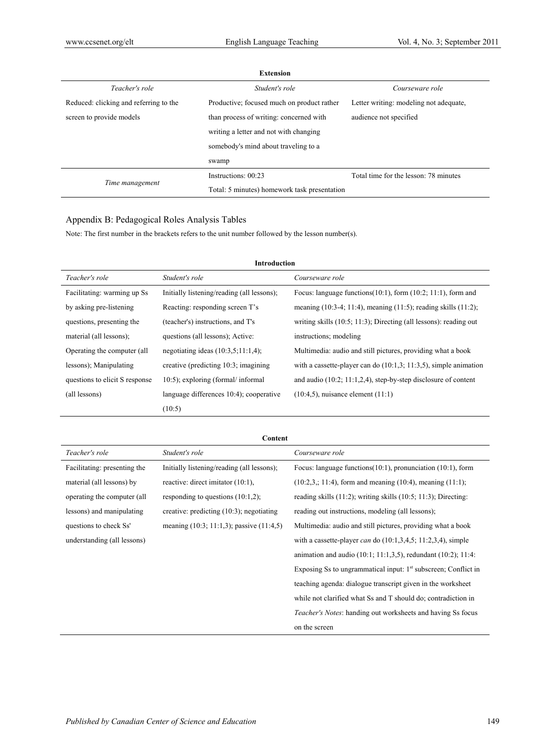**Extension**

| *Teacher's role* | *Student's role* | *Courseware role* |
|---|---|---|
| Reduced: clicking and referring to the screen to provide models | Productive; focused much on product rather than process of writing: concerned with writing a letter and not with changing somebody's mind about traveling to a swamp | Letter writing: modeling not adequate, audience not specified |
| *Time management* | Instructions: 00:23 Total: 5 minutes) homework task presentation | Total time for the lesson: 78 minutes |

## Appendix B: Pedagogical Roles Analysis Tables

Note: The first number in the brackets refers to the unit number followed by the lesson number(s).

**Introduction**

| *Teacher's role* | *Student's role* | *Courseware role* |
|---|---|---|
| Facilitating: warming up Ss by asking pre-listening questions, presenting the material (all lessons); Operating the computer (all lessons); Manipulating questions to elicit S response (all lessons) | Initially listening/reading (all lessons); Reacting: responding screen T's (teacher's) instructions, and T's questions (all lessons); Active: negotiating ideas (10:3,5;11:1,4); creative (predicting 10:3; imagining 10:5); exploring (formal/ informal language differences 10:4); cooperative (10:5) | Focus: language functions(10:1), form (10:2; 11:1), form and meaning (10:3-4; 11:4), meaning (11:5); reading skills (11:2); writing skills (10:5; 11:3); Directing (all lessons): reading out instructions; modeling Multimedia: audio and still pictures, providing what a book with a cassette-player can do (10:1,3; 11:3,5), simple animation and audio (10:2; 11:1,2,4), step-by-step disclosure of content (10:4,5), nuisance element (11:1) |

**Content**

| *Teacher's role* | *Student's role* | *Courseware role* |
|---|---|---|
| Facilitating: presenting the material (all lessons) by operating the computer (all lessons) and manipulating questions to check Ss' understanding (all lessons) | Initially listening/reading (all lessons); reactive: direct imitator (10:1), responding to questions (10:1,2); creative: predicting (10:3); negotiating meaning (10:3; 11:1,3); passive (11:4,5) | Focus: language functions(10:1), pronunciation (10:1), form (10:2,3,; 11:4), form and meaning (10:4), meaning (11:1); reading skills (11:2); writing skills (10:5; 11:3); Directing: reading out instructions, modeling (all lessons); Multimedia: audio and still pictures, providing what a book with a cassette-player *can* do (10:1,3,4,5; 11:2,3,4), simple animation and audio (10:1; 11:1,3,5), redundant (10:2); 11:4: Exposing Ss to ungrammatical input: 1st subscreen; Conflict in teaching agenda: dialogue transcript given in the worksheet while not clarified what Ss and T should do; contradiction in *Teacher's Notes*: handing out worksheets and having Ss focus on the screen |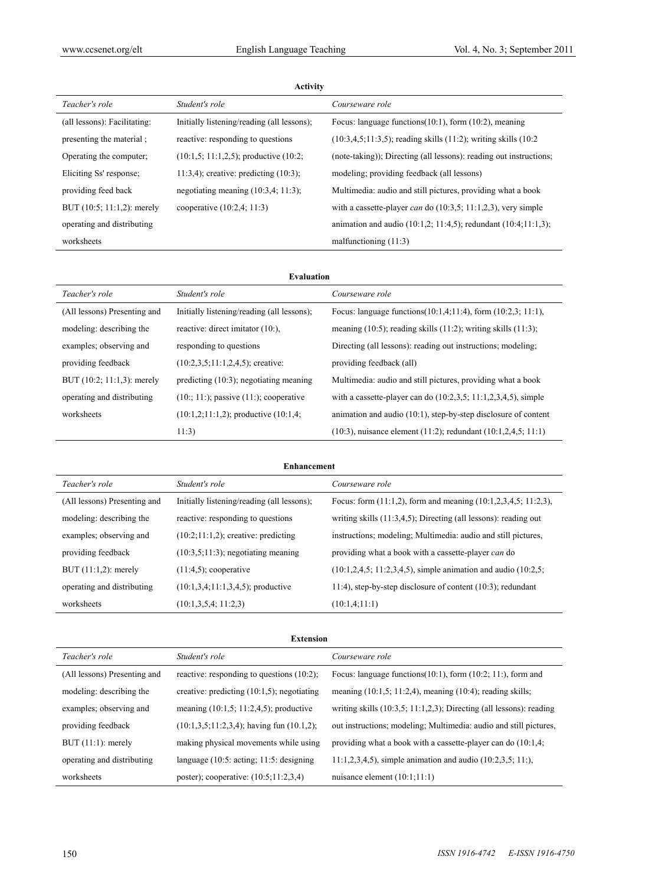**Activity**

| *Teacher's role* | *Student's role* | *Courseware role* |
|---|---|---|
| (all lessons): Facilitating: presenting the material ; Operating the computer; Eliciting Ss' response; providing feed back BUT (10:5; 11:1,2): merely operating and distributing worksheets | Initially listening/reading (all lessons); reactive: responding to questions (10:1,5; 11:1,2,5); productive (10:2; 11:3,4); creative: predicting (10:3); negotiating meaning (10:3,4; 11:3); cooperative (10:2,4; 11:3) | Focus: language functions(10:1), form (10:2), meaning (10:3,4,5;11:3,5); reading skills (11:2); writing skills (10:2 (note-taking)); Directing (all lessons): reading out instructions; modeling; providing feedback (all lessons) Multimedia: audio and still pictures, providing what a book with a cassette-player *can* do (10:3,5; 11:1,2,3), very simple animation and audio (10:1,2; 11:4,5); redundant (10:4;11:1,3); malfunctioning (11:3) |

**Evaluation**

| *Teacher's role* | *Student's role* | *Courseware role* |
|---|---|---|
| (All lessons) Presenting and modeling: describing the examples; observing and providing feedback BUT (10:2; 11:1,3): merely operating and distributing worksheets | Initially listening/reading (all lessons); reactive: direct imitator (10:), responding to questions (10:2,3,5;11:1,2,4,5); creative: predicting (10:3); negotiating meaning (10:; 11:); passive (11:); cooperative (10:1,2;11:1,2); productive (10:1,4; 11:3) | Focus: language functions(10:1,4;11:4), form (10:2,3; 11:1), meaning (10:5); reading skills (11:2); writing skills (11:3); Directing (all lessons): reading out instructions; modeling; providing feedback (all) Multimedia: audio and still pictures, providing what a book with a cassette-player can do (10:2,3,5; 11:1,2,3,4,5), simple animation and audio (10:1), step-by-step disclosure of content (10:3), nuisance element (11:2); redundant (10:1,2,4,5; 11:1) |

**Enhancement**

| *Teacher's role* | *Student's role* | *Courseware role* |
|---|---|---|
| (All lessons) Presenting and modeling: describing the examples; observing and providing feedback BUT (11:1,2): merely operating and distributing worksheets | Initially listening/reading (all lessons); reactive: responding to questions (10:2;11:1,2); creative: predicting (10:3,5;11:3); negotiating meaning (11:4,5); cooperative (10:1,3,4;11:1,3,4,5); productive (10:1,3,5,4; 11:2,3) | Focus: form (11:1,2), form and meaning (10:1,2,3,4,5; 11:2,3), writing skills (11:3,4,5); Directing (all lessons): reading out instructions; modeling; Multimedia: audio and still pictures, providing what a book with a cassette-player *can* do (10:1,2,4,5; 11:2,3,4,5), simple animation and audio (10:2,5; 11:4), step-by-step disclosure of content (10:3); redundant (10:1,4;11:1) |

**Extension**

| *Teacher's role* | *Student's role* | *Courseware role* |
|---|---|---|
| (All lessons) Presenting and modeling: describing the examples; observing and providing feedback BUT (11:1): merely operating and distributing worksheets | reactive: responding to questions (10:2); creative: predicting (10:1,5); negotiating meaning (10:1,5; 11:2,4,5); productive (10:1,3,5;11:2,3,4); having fun (10.1,2); making physical movements while using language (10:5: acting; 11:5: designing poster); cooperative: (10:5;11:2,3,4) | Focus: language functions(10:1), form (10:2; 11:), form and meaning (10:1,5; 11:2,4), meaning (10:4); reading skills; writing skills (10:3,5; 11:1,2,3); Directing (all lessons): reading out instructions; modeling; Multimedia: audio and still pictures, providing what a book with a cassette-player can do (10:1,4; 11:1,2,3,4,5), simple animation and audio (10:2,3,5; 11:), nuisance element (10:1;11:1) |